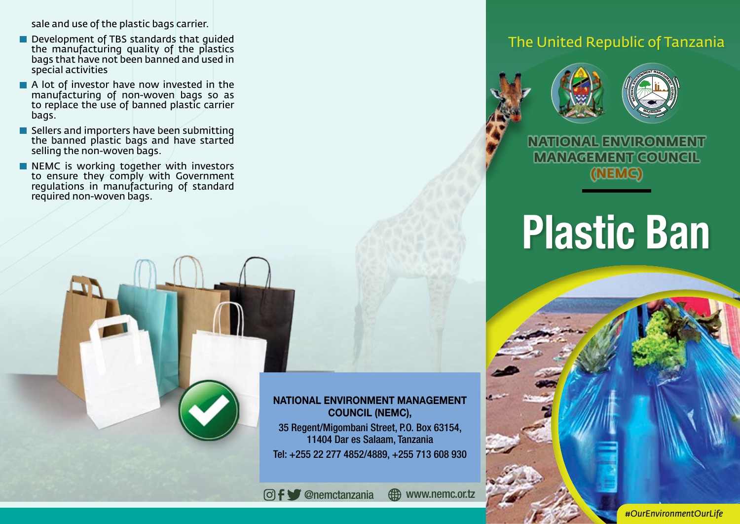sale and use of the plastic bags carrier.

- Development of TBS standards that guided the manufacturing quality of the plastics bags that have not been banned and used in special activities
- A lot of investor have now invested in the manufacturing of non-woven bags so as to replace the use of banned plastic carrier bags.
- Sellers and importers have been submitting the banned plastic bags and have started selling the non-woven bags.
- NEMC is working together with investors to ensure they comply with Government regulations in manufacturing of standard required non-woven bags.

**NATIONAL ENVIRONMENT MANAGEMENT COUNCIL (NEMC),**
35 Regent/Migombani Street, P.O. Box 63154,
11404 Dar es Salaam, Tanzania
Tel: +255 22 277 4852/4889, +255 713 608 930

@nemctanzania www.nemc.or.tz

The United Republic of Tanzania

**NATIONAL ENVIRONMENT MANAGEMENT COUNCIL (NEMC)**

# Plastic Ban

#OurEnvironmentOurLife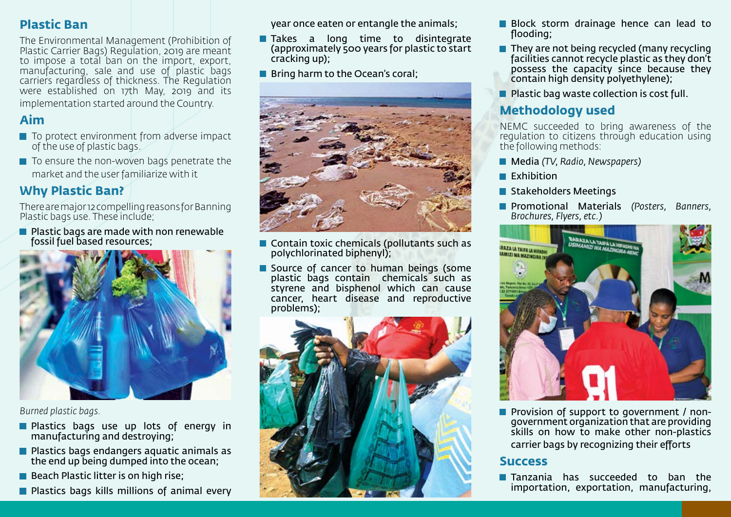## Plastic Ban

The Environmental Management (Prohibition of Plastic Carrier Bags) Regulation, 2019 are meant to impose a total ban on the import, export, manufacturing, sale and use of plastic bags carriers regardless of thickness. The Regulation were established on 17th May, 2019 and its implementation started around the Country.

## Aim

- To protect environment from adverse impact of the use of plastic bags.
- To ensure the non-woven bags penetrate the market and the user familiarize with it

## Why Plastic Ban?

There are major 12 compelling reasons for Banning Plastic bags use. These include;

- Plastic bags are made with non renewable fossil fuel based resources;

*Burned plastic bags.*

- Plastics bags use up lots of energy in manufacturing and destroying;
- Plastics bags endangers aquatic animals as the end up being dumped into the ocean;
- Beach Plastic litter is on high rise;
- Plastics bags kills millions of animal every year once eaten or entangle the animals;
- Takes a long time to disintegrate (approximately 500 years for plastic to start cracking up);
- Bring harm to the Ocean's coral;
- Contain toxic chemicals (pollutants such as polychlorinated biphenyl);
- Source of cancer to human beings (some plastic bags contain chemicals such as styrene and bisphenol which can cause cancer, heart disease and reproductive problems);
- Block storm drainage hence can lead to flooding;
- They are not being recycled (many recycling facilities cannot recycle plastic as they don't possess the capacity since because they contain high density polyethylene);
- Plastic bag waste collection is cost full.

## Methodology used

NEMC succeeded to bring awareness of the regulation to citizens through education using the following methods:

- Media *(TV, Radio, Newspapers)*
- Exhibition
- Stakeholders Meetings
- Promotional Materials *(Posters, Banners, Brochures, Flyers, etc.)*
- Provision of support to government / non-government organization that are providing skills on how to make other non-plastics carrier bags by recognizing their efforts

## Success

- Tanzania has succeeded to ban the importation, exportation, manufacturing,